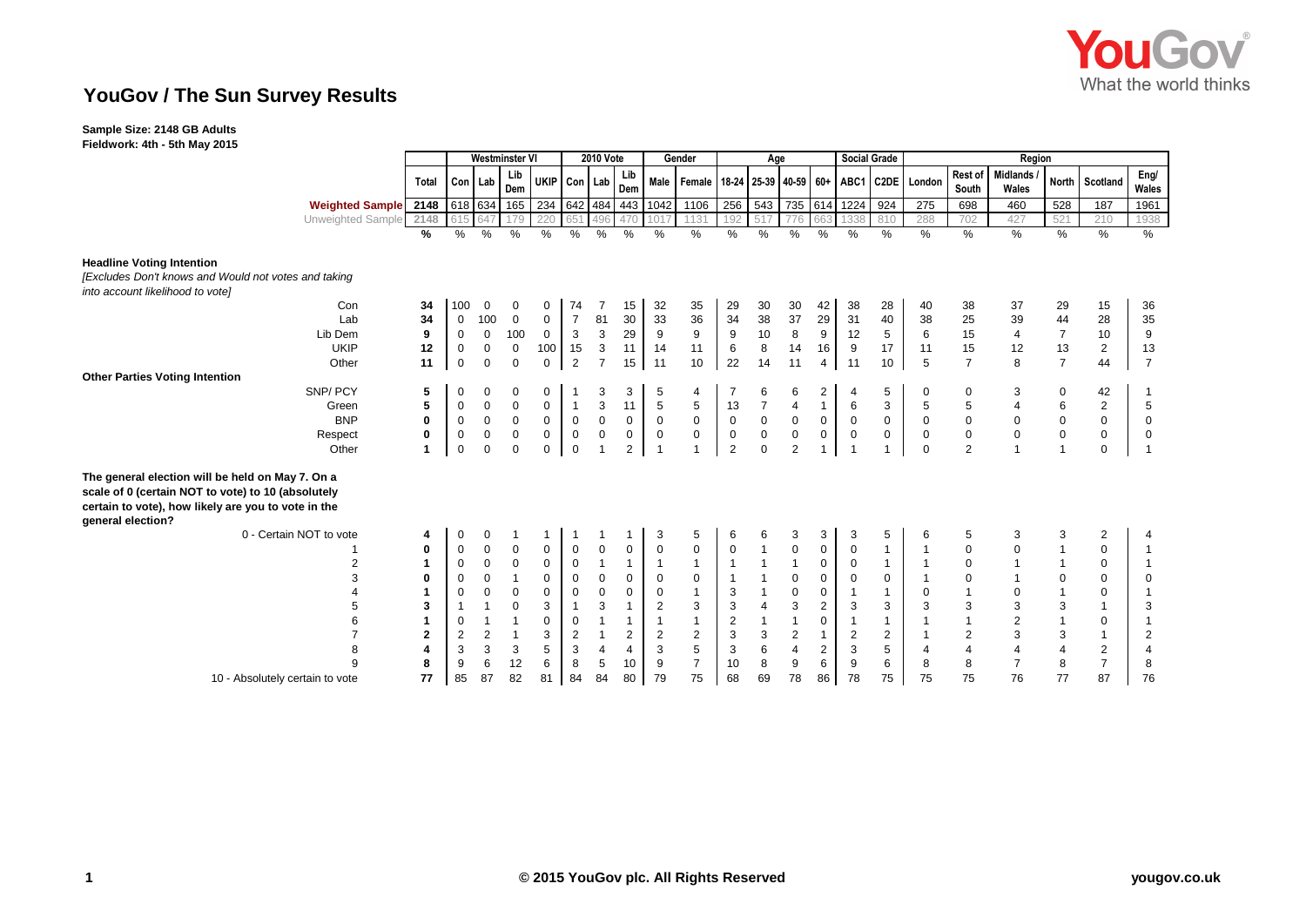# YouGov / The Sun Survey Results

**Sample Size: 2148 GB Adults**
**Fieldwork: 4th - 5th May 2015**

| | Total | Westminster VI | | | | 2010 Vote | | | Gender | | Age | | | | Social Grade | | Region | | | | | |
|---|---|---|---|---|---|---|---|---|---|---|---|---|---|---|---|---|---|---|---|---|---|---|
| | | Con | Lab | Lib Dem | UKIP | Con | Lab | Lib Dem | Male | Female | 18-24 | 25-39 | 40-59 | 60+ | ABC1 | C2DE | London | Rest of South | Midlands / Wales | North | Scotland | Eng/ Wales |
| **Weighted Sample** | 2148 | 618 | 634 | 165 | 234 | 642 | 484 | 443 | 1042 | 1106 | 256 | 543 | 735 | 614 | 1224 | 924 | 275 | 698 | 460 | 528 | 187 | 1961 |
| Unweighted Sample | 2148 | 615 | 647 | 179 | 220 | 651 | 496 | 470 | 1017 | 1131 | 192 | 517 | 776 | 663 | 1338 | 810 | 288 | 702 | 427 | 521 | 210 | 1938 |
| | % | % | % | % | % | % | % | % | % | % | % | % | % | % | % | % | % | % | % | % | % | % |
| **Headline Voting Intention** | | | | | | | | | | | | | | | | | | | | | | |
| *[Excludes Don't knows and Would not votes and taking into account likelihood to vote]* | | | | | | | | | | | | | | | | | | | | | | |
| Con | 34 | 100 | 0 | 0 | 0 | 74 | 7 | 15 | 32 | 35 | 29 | 30 | 30 | 42 | 38 | 28 | 40 | 38 | 37 | 29 | 15 | 36 |
| Lab | 34 | 0 | 100 | 0 | 0 | 7 | 81 | 30 | 33 | 36 | 34 | 38 | 37 | 29 | 31 | 40 | 38 | 25 | 39 | 44 | 28 | 35 |
| Lib Dem | 9 | 0 | 0 | 100 | 0 | 3 | 3 | 29 | 9 | 9 | 9 | 10 | 8 | 9 | 12 | 5 | 6 | 15 | 4 | 7 | 10 | 9 |
| UKIP | 12 | 0 | 0 | 0 | 100 | 15 | 3 | 11 | 14 | 11 | 6 | 8 | 14 | 16 | 9 | 17 | 11 | 15 | 12 | 13 | 2 | 13 |
| Other | 11 | 0 | 0 | 0 | 0 | 2 | 7 | 15 | 11 | 10 | 22 | 14 | 11 | 4 | 11 | 10 | 5 | 7 | 8 | 7 | 44 | 7 |
| **Other Parties Voting Intention** | | | | | | | | | | | | | | | | | | | | | | |
| SNP/ PCY | 5 | 0 | 0 | 0 | 0 | 1 | 3 | 3 | 5 | 4 | 7 | 6 | 6 | 2 | 4 | 5 | 0 | 0 | 3 | 0 | 42 | 1 |
| Green | 5 | 0 | 0 | 0 | 0 | 1 | 3 | 11 | 5 | 5 | 13 | 7 | 4 | 1 | 6 | 3 | 5 | 5 | 4 | 6 | 2 | 5 |
| BNP | 0 | 0 | 0 | 0 | 0 | 0 | 0 | 0 | 0 | 0 | 0 | 0 | 0 | 0 | 0 | 0 | 0 | 0 | 0 | 0 | 0 | 0 |
| Respect | 0 | 0 | 0 | 0 | 0 | 0 | 0 | 0 | 0 | 0 | 0 | 0 | 0 | 0 | 0 | 0 | 0 | 0 | 0 | 0 | 0 | 0 |
| Other | 1 | 0 | 0 | 0 | 0 | 0 | 1 | 2 | 1 | 1 | 2 | 0 | 2 | 1 | 1 | 1 | 0 | 2 | 1 | 1 | 0 | 1 |
| **The general election will be held on May 7. On a scale of 0 (certain NOT to vote) to 10 (absolutely certain to vote), how likely are you to vote in the general election?** | | | | | | | | | | | | | | | | | | | | | | |
| 0 - Certain NOT to vote | 4 | 0 | 0 | 1 | 1 | 1 | 1 | 1 | 3 | 5 | 6 | 6 | 3 | 3 | 3 | 5 | 6 | 5 | 3 | 3 | 2 | 4 |
| 1 | 0 | 0 | 0 | 0 | 0 | 0 | 0 | 0 | 0 | 0 | 0 | 1 | 0 | 0 | 0 | 1 | 1 | 0 | 0 | 1 | 0 | 1 |
| 2 | 1 | 0 | 0 | 0 | 0 | 0 | 1 | 1 | 1 | 1 | 1 | 1 | 1 | 0 | 0 | 1 | 1 | 0 | 1 | 1 | 0 | 1 |
| 3 | 0 | 0 | 0 | 1 | 0 | 0 | 0 | 0 | 0 | 0 | 1 | 1 | 0 | 0 | 0 | 0 | 1 | 0 | 1 | 0 | 0 | 0 |
| 4 | 1 | 0 | 0 | 0 | 0 | 0 | 0 | 0 | 0 | 1 | 3 | 1 | 0 | 0 | 1 | 1 | 0 | 1 | 0 | 1 | 0 | 1 |
| 5 | 3 | 1 | 1 | 0 | 3 | 1 | 3 | 1 | 2 | 3 | 3 | 4 | 3 | 2 | 3 | 3 | 3 | 3 | 3 | 3 | 1 | 3 |
| 6 | 1 | 0 | 1 | 1 | 0 | 0 | 1 | 1 | 1 | 1 | 2 | 1 | 1 | 0 | 1 | 1 | 1 | 1 | 2 | 1 | 0 | 1 |
| 7 | 2 | 2 | 2 | 1 | 3 | 2 | 1 | 2 | 2 | 2 | 3 | 3 | 2 | 1 | 2 | 2 | 1 | 2 | 3 | 3 | 1 | 2 |
| 8 | 4 | 3 | 3 | 3 | 5 | 3 | 4 | 4 | 3 | 5 | 3 | 6 | 4 | 2 | 3 | 5 | 4 | 4 | 4 | 4 | 2 | 4 |
| 9 | 8 | 9 | 6 | 12 | 6 | 8 | 5 | 10 | 9 | 7 | 10 | 8 | 9 | 6 | 9 | 6 | 8 | 8 | 7 | 8 | 7 | 8 |
| 10 - Absolutely certain to vote | 77 | 85 | 87 | 82 | 81 | 84 | 84 | 80 | 79 | 75 | 68 | 69 | 78 | 86 | 78 | 75 | 75 | 75 | 76 | 77 | 87 | 76 |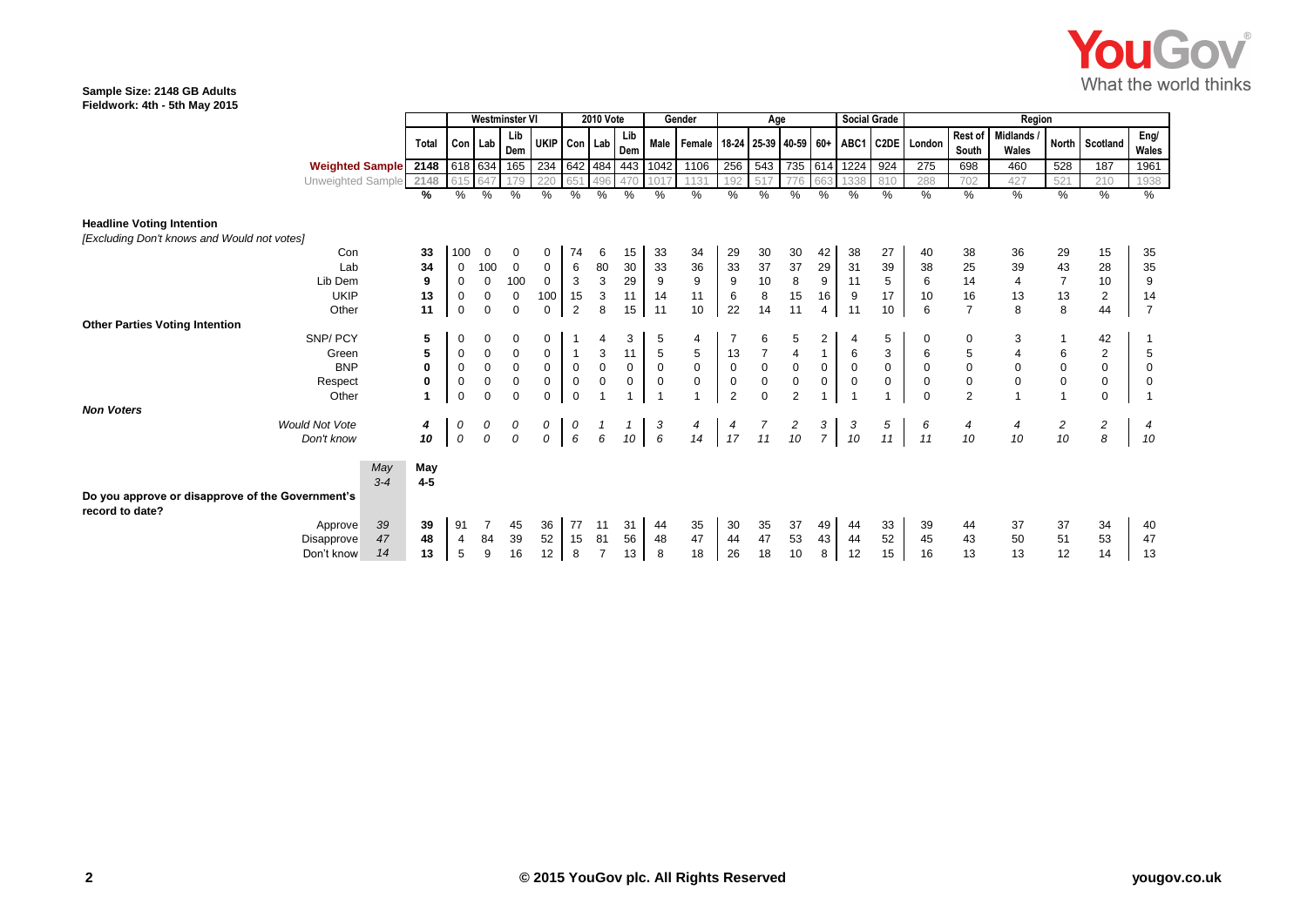Sample Size: 2148 GB Adults
Fieldwork: 4th - 5th May 2015

| | | Total | Westminster VI | | | | 2010 Vote | | | Gender | | Age | | | | Social Grade | | Region | | | | | |
|---|---|---|---|---|---|---|---|---|---|---|---|---|---|---|---|---|---|---|---|---|---|---|---|
| | | | Con | Lab | Lib Dem | UKIP | Con | Lab | Lib Dem | Male | Female | 18-24 | 25-39 | 40-59 | 60+ | ABC1 | C2DE | London | Rest of South | Midlands / Wales | North | Scotland | Eng/ Wales |
| Weighted Sample | | 2148 | 618 | 634 | 165 | 234 | 642 | 484 | 443 | 1042 | 1106 | 256 | 543 | 735 | 614 | 1224 | 924 | 275 | 698 | 460 | 528 | 187 | 1961 |
| Unweighted Sample | | 2148 | 615 | 647 | 179 | 220 | 651 | 496 | 470 | 1017 | 1131 | 192 | 517 | 776 | 663 | 1338 | 810 | 288 | 702 | 427 | 521 | 210 | 1938 |
| | | % | % | % | % | % | % | % | % | % | % | % | % | % | % | % | % | % | % | % | % | % | % |
| **Headline Voting Intention** | | | | | | | | | | | | | | | | | | | | | | | |
| *[Excluding Don't knows and Would not votes]* | | | | | | | | | | | | | | | | | | | | | | | |
| Con | | 33 | 100 | 0 | 0 | 0 | 74 | 6 | 15 | 33 | 34 | 29 | 30 | 30 | 42 | 38 | 27 | 40 | 38 | 36 | 29 | 15 | 35 |
| Lab | | 34 | 0 | 100 | 0 | 0 | 6 | 80 | 30 | 33 | 36 | 33 | 37 | 37 | 29 | 31 | 39 | 38 | 25 | 39 | 43 | 28 | 35 |
| Lib Dem | | 9 | 0 | 0 | 100 | 0 | 3 | 3 | 29 | 9 | 9 | 9 | 10 | 8 | 9 | 11 | 5 | 6 | 14 | 4 | 7 | 10 | 9 |
| UKIP | | 13 | 0 | 0 | 0 | 100 | 15 | 3 | 11 | 14 | 11 | 6 | 8 | 15 | 16 | 9 | 17 | 10 | 16 | 13 | 13 | 2 | 14 |
| Other | | 11 | 0 | 0 | 0 | 0 | 2 | 8 | 15 | 11 | 10 | 22 | 14 | 11 | 4 | 11 | 10 | 6 | 7 | 8 | 8 | 44 | 7 |
| **Other Parties Voting Intention** | | | | | | | | | | | | | | | | | | | | | | | |
| SNP/ PCY | | 5 | 0 | 0 | 0 | 0 | 1 | 4 | 3 | 5 | 4 | 7 | 6 | 5 | 2 | 4 | 5 | 0 | 0 | 3 | 1 | 42 | 1 |
| Green | | 5 | 0 | 0 | 0 | 0 | 1 | 3 | 11 | 5 | 5 | 13 | 7 | 4 | 1 | 6 | 3 | 6 | 5 | 4 | 6 | 2 | 5 |
| BNP | | 0 | 0 | 0 | 0 | 0 | 0 | 0 | 0 | 0 | 0 | 0 | 0 | 0 | 0 | 0 | 0 | 0 | 0 | 0 | 0 | 0 | 0 |
| Respect | | 0 | 0 | 0 | 0 | 0 | 0 | 0 | 0 | 0 | 0 | 0 | 0 | 0 | 0 | 0 | 0 | 0 | 0 | 0 | 0 | 0 | 0 |
| Other | | 1 | 0 | 0 | 0 | 0 | 0 | 1 | 1 | 1 | 1 | 2 | 0 | 2 | 1 | 1 | 1 | 0 | 2 | 1 | 1 | 0 | 1 |
| ***Non Voters*** | | | | | | | | | | | | | | | | | | | | | | | |
| *Would Not Vote* | | *4* | *0* | *0* | *0* | *0* | *0* | *1* | *1* | *3* | *4* | *4* | *7* | *2* | *3* | *3* | *5* | *6* | *4* | *4* | *2* | *2* | *4* |
| *Don't know* | | *10* | *0* | *0* | *0* | *0* | *6* | *6* | *10* | *6* | *14* | *17* | *11* | *10* | *7* | *10* | *11* | *11* | *10* | *10* | *10* | *8* | *10* |
| | May 3-4 | May 4-5 | | | | | | | | | | | | | | | | | | | | | |
| **Do you approve or disapprove of the Government's record to date?** | | | | | | | | | | | | | | | | | | | | | | | |
| Approve | 39 | 39 | 91 | 7 | 45 | 36 | 77 | 11 | 31 | 44 | 35 | 30 | 35 | 37 | 49 | 44 | 33 | 39 | 44 | 37 | 37 | 34 | 40 |
| Disapprove | 47 | 48 | 4 | 84 | 39 | 52 | 15 | 81 | 56 | 48 | 47 | 44 | 47 | 53 | 43 | 44 | 52 | 45 | 43 | 50 | 51 | 53 | 47 |
| Don't know | 14 | 13 | 5 | 9 | 16 | 12 | 8 | 7 | 13 | 8 | 18 | 26 | 18 | 10 | 8 | 12 | 15 | 16 | 13 | 13 | 12 | 14 | 13 |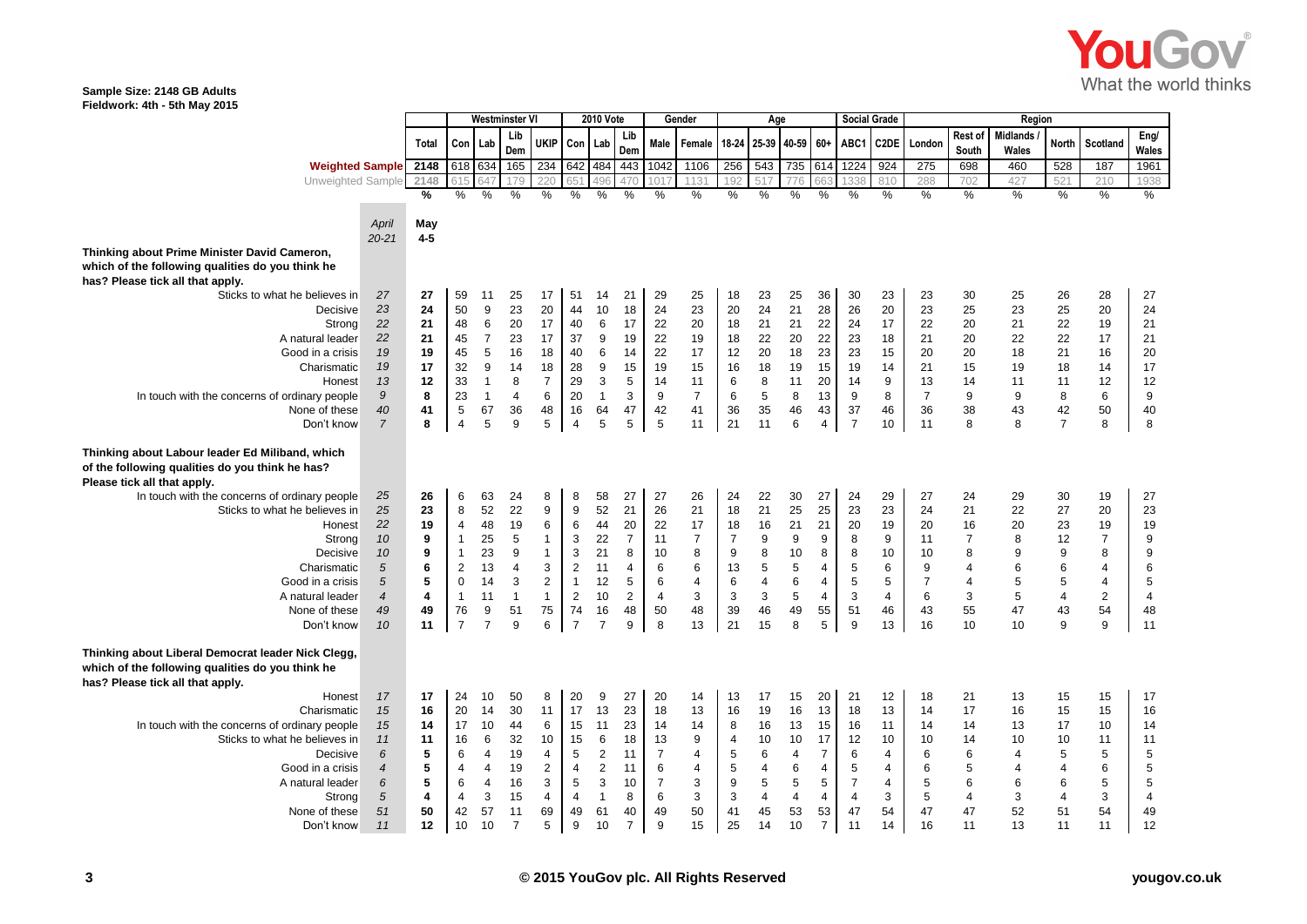**Sample Size: 2148 GB Adults**
**Fieldwork: 4th - 5th May 2015**

| | | | Westminster VI | | | | 2010 Vote | | | Gender | | Age | | | | Social Grade | | Region | | | | | |
|---|---|---|---|---|---|---|---|---|---|---|---|---|---|---|---|---|---|---|---|---|---|---|---|
| | | Total | Con | Lab | Lib Dem | UKIP | Con | Lab | Lib Dem | Male | Female | 18-24 | 25-39 | 40-59 | 60+ | ABC1 | C2DE | London | Rest of South | Midlands / Wales | North | Scotland | Eng/ Wales |
| Weighted Sample | | 2148 | 618 | 634 | 165 | 234 | 642 | 484 | 443 | 1042 | 1106 | 256 | 543 | 735 | 614 | 1224 | 924 | 275 | 698 | 460 | 528 | 187 | 1961 |
| Unweighted Sample | | 2148 | 615 | 647 | 179 | 220 | 651 | 496 | 470 | 1017 | 1131 | 192 | 517 | 776 | 663 | 1338 | 810 | 288 | 702 | 427 | 521 | 210 | 1938 |
| | | % | % | % | % | % | % | % | % | % | % | % | % | % | % | % | % | % | % | % | % | % | % |
| | *April 20-21* | **May 4-5** | | | | | | | | | | | | | | | | | | | | | |
| **Thinking about Prime Minister David Cameron, which of the following qualities do you think he has? Please tick all that apply.** | | | | | | | | | | | | | | | | | | | | | | | |
| Sticks to what he believes in | *27* | **27** | 59 | 11 | 25 | 17 | 51 | 14 | 21 | 29 | 25 | 18 | 23 | 25 | 36 | 30 | 23 | 23 | 30 | 25 | 26 | 28 | 27 |
| Decisive | *23* | **24** | 50 | 9 | 23 | 20 | 44 | 10 | 18 | 24 | 23 | 20 | 24 | 21 | 28 | 26 | 20 | 23 | 25 | 23 | 25 | 20 | 24 |
| Strong | *22* | **21** | 48 | 6 | 20 | 17 | 40 | 6 | 17 | 22 | 20 | 18 | 21 | 21 | 22 | 24 | 17 | 22 | 20 | 21 | 22 | 19 | 21 |
| A natural leader | *22* | **21** | 45 | 7 | 23 | 17 | 37 | 9 | 19 | 22 | 19 | 18 | 22 | 20 | 22 | 23 | 18 | 21 | 20 | 22 | 22 | 17 | 21 |
| Good in a crisis | *19* | **19** | 45 | 5 | 16 | 18 | 40 | 6 | 14 | 22 | 17 | 12 | 20 | 18 | 23 | 23 | 15 | 20 | 20 | 18 | 21 | 16 | 20 |
| Charismatic | *19* | **17** | 32 | 9 | 14 | 18 | 28 | 9 | 15 | 19 | 15 | 16 | 18 | 19 | 15 | 19 | 14 | 21 | 15 | 19 | 18 | 14 | 17 |
| Honest | *13* | **12** | 33 | 1 | 8 | 7 | 29 | 3 | 5 | 14 | 11 | 6 | 8 | 11 | 20 | 14 | 9 | 13 | 14 | 11 | 11 | 12 | 12 |
| In touch with the concerns of ordinary people | *9* | **8** | 23 | 1 | 4 | 6 | 20 | 1 | 3 | 9 | 7 | 6 | 5 | 8 | 13 | 9 | 8 | 7 | 9 | 9 | 8 | 6 | 9 |
| None of these | *40* | **41** | 5 | 67 | 36 | 48 | 16 | 64 | 47 | 42 | 41 | 36 | 35 | 46 | 43 | 37 | 46 | 36 | 38 | 43 | 42 | 50 | 40 |
| Don't know | *7* | **8** | 4 | 5 | 9 | 5 | 4 | 5 | 5 | 5 | 11 | 21 | 11 | 6 | 4 | 7 | 10 | 11 | 8 | 8 | 7 | 8 | 8 |
| **Thinking about Labour leader Ed Miliband, which of the following qualities do you think he has? Please tick all that apply.** | | | | | | | | | | | | | | | | | | | | | | | |
| In touch with the concerns of ordinary people | *25* | **26** | 6 | 63 | 24 | 8 | 8 | 58 | 27 | 27 | 26 | 24 | 22 | 30 | 27 | 24 | 29 | 27 | 24 | 29 | 30 | 19 | 27 |
| Sticks to what he believes in | *25* | **23** | 8 | 52 | 22 | 9 | 9 | 52 | 21 | 26 | 21 | 18 | 21 | 25 | 25 | 23 | 23 | 24 | 21 | 22 | 27 | 20 | 23 |
| Honest | *22* | **19** | 4 | 48 | 19 | 6 | 6 | 44 | 20 | 22 | 17 | 18 | 16 | 21 | 21 | 20 | 19 | 20 | 16 | 20 | 23 | 19 | 19 |
| Strong | *10* | **9** | 1 | 25 | 5 | 1 | 3 | 22 | 7 | 11 | 7 | 7 | 9 | 9 | 9 | 8 | 9 | 11 | 7 | 8 | 12 | 7 | 9 |
| Decisive | *10* | **9** | 1 | 23 | 9 | 1 | 3 | 21 | 8 | 10 | 8 | 9 | 8 | 10 | 8 | 8 | 10 | 10 | 8 | 9 | 9 | 8 | 9 |
| Charismatic | *5* | **6** | 2 | 13 | 4 | 3 | 2 | 11 | 4 | 6 | 6 | 13 | 5 | 5 | 4 | 5 | 6 | 9 | 4 | 6 | 6 | 4 | 6 |
| Good in a crisis | *5* | **5** | 0 | 14 | 3 | 2 | 1 | 12 | 5 | 6 | 4 | 6 | 4 | 6 | 4 | 5 | 5 | 7 | 4 | 5 | 5 | 4 | 5 |
| A natural leader | *4* | **4** | 1 | 11 | 1 | 1 | 2 | 10 | 2 | 4 | 3 | 3 | 3 | 5 | 4 | 3 | 4 | 6 | 3 | 5 | 4 | 2 | 4 |
| None of these | *49* | **49** | 76 | 9 | 51 | 75 | 74 | 16 | 48 | 50 | 48 | 39 | 46 | 49 | 55 | 51 | 46 | 43 | 55 | 47 | 43 | 54 | 48 |
| Don't know | *10* | **11** | 7 | 7 | 9 | 6 | 7 | 7 | 9 | 8 | 13 | 21 | 15 | 8 | 5 | 9 | 13 | 16 | 10 | 10 | 9 | 9 | 11 |
| **Thinking about Liberal Democrat leader Nick Clegg, which of the following qualities do you think he has? Please tick all that apply.** | | | | | | | | | | | | | | | | | | | | | | | |
| Honest | *17* | **17** | 24 | 10 | 50 | 8 | 20 | 9 | 27 | 20 | 14 | 13 | 17 | 15 | 20 | 21 | 12 | 18 | 21 | 13 | 15 | 15 | 17 |
| Charismatic | *15* | **16** | 20 | 14 | 30 | 11 | 17 | 13 | 23 | 18 | 13 | 16 | 19 | 16 | 13 | 18 | 13 | 14 | 17 | 16 | 15 | 15 | 16 |
| In touch with the concerns of ordinary people | *15* | **14** | 17 | 10 | 44 | 6 | 15 | 11 | 23 | 14 | 14 | 8 | 16 | 13 | 15 | 16 | 11 | 14 | 14 | 13 | 17 | 10 | 14 |
| Sticks to what he believes in | *11* | **11** | 16 | 6 | 32 | 10 | 15 | 6 | 18 | 13 | 9 | 4 | 10 | 10 | 17 | 12 | 10 | 10 | 14 | 10 | 10 | 11 | 11 |
| Decisive | *6* | **5** | 6 | 4 | 19 | 4 | 5 | 2 | 11 | 7 | 4 | 5 | 6 | 4 | 7 | 6 | 4 | 6 | 6 | 4 | 5 | 5 | 5 |
| Good in a crisis | *4* | **5** | 4 | 4 | 19 | 2 | 4 | 2 | 11 | 6 | 4 | 5 | 4 | 6 | 4 | 5 | 4 | 6 | 5 | 4 | 4 | 6 | 5 |
| A natural leader | *6* | **5** | 6 | 4 | 16 | 3 | 5 | 3 | 10 | 7 | 3 | 9 | 5 | 5 | 5 | 7 | 4 | 5 | 6 | 4 | 6 | 5 | 5 |
| Strong | *5* | **4** | 4 | 3 | 15 | 4 | 4 | 1 | 8 | 6 | 3 | 3 | 4 | 4 | 4 | 4 | 3 | 5 | 4 | 3 | 4 | 3 | 4 |
| None of these | *51* | **50** | 42 | 57 | 11 | 69 | 49 | 61 | 40 | 49 | 50 | 41 | 45 | 53 | 53 | 47 | 54 | 47 | 47 | 52 | 51 | 54 | 49 |
| Don't know | *11* | **12** | 10 | 10 | 7 | 5 | 9 | 10 | 7 | 9 | 15 | 25 | 14 | 10 | 7 | 11 | 14 | 16 | 11 | 13 | 11 | 11 | 12 |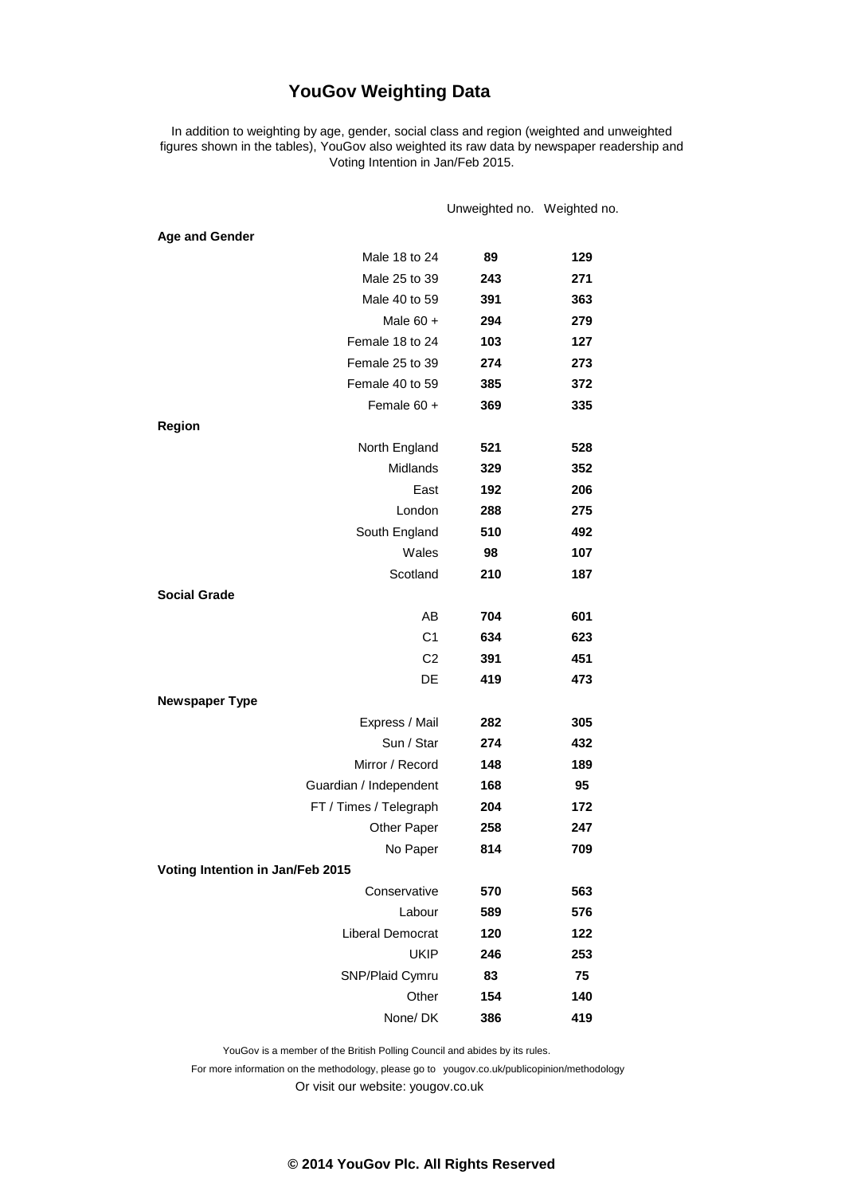# YouGov Weighting Data

In addition to weighting by age, gender, social class and region (weighted and unweighted figures shown in the tables), YouGov also weighted its raw data by newspaper readership and Voting Intention in Jan/Feb 2015.

| | Unweighted no. | Weighted no. |
|---|---|---|
| **Age and Gender** | | |
| Male 18 to 24 | **89** | **129** |
| Male 25 to 39 | **243** | **271** |
| Male 40 to 59 | **391** | **363** |
| Male 60 + | **294** | **279** |
| Female 18 to 24 | **103** | **127** |
| Female 25 to 39 | **274** | **273** |
| Female 40 to 59 | **385** | **372** |
| Female 60 + | **369** | **335** |
| **Region** | | |
| North England | **521** | **528** |
| Midlands | **329** | **352** |
| East | **192** | **206** |
| London | **288** | **275** |
| South England | **510** | **492** |
| Wales | **98** | **107** |
| Scotland | **210** | **187** |
| **Social Grade** | | |
| AB | **704** | **601** |
| C1 | **634** | **623** |
| C2 | **391** | **451** |
| DE | **419** | **473** |
| **Newspaper Type** | | |
| Express / Mail | **282** | **305** |
| Sun / Star | **274** | **432** |
| Mirror / Record | **148** | **189** |
| Guardian / Independent | **168** | **95** |
| FT / Times / Telegraph | **204** | **172** |
| Other Paper | **258** | **247** |
| No Paper | **814** | **709** |
| **Voting Intention in Jan/Feb 2015** | | |
| Conservative | **570** | **563** |
| Labour | **589** | **576** |
| Liberal Democrat | **120** | **122** |
| UKIP | **246** | **253** |
| SNP/Plaid Cymru | **83** | **75** |
| Other | **154** | **140** |
| None/ DK | **386** | **419** |

YouGov is a member of the British Polling Council and abides by its rules.

For more information on the methodology, please go to yougov.co.uk/publicopinion/methodology

Or visit our website: yougov.co.uk

**© 2014 YouGov Plc. All Rights Reserved**